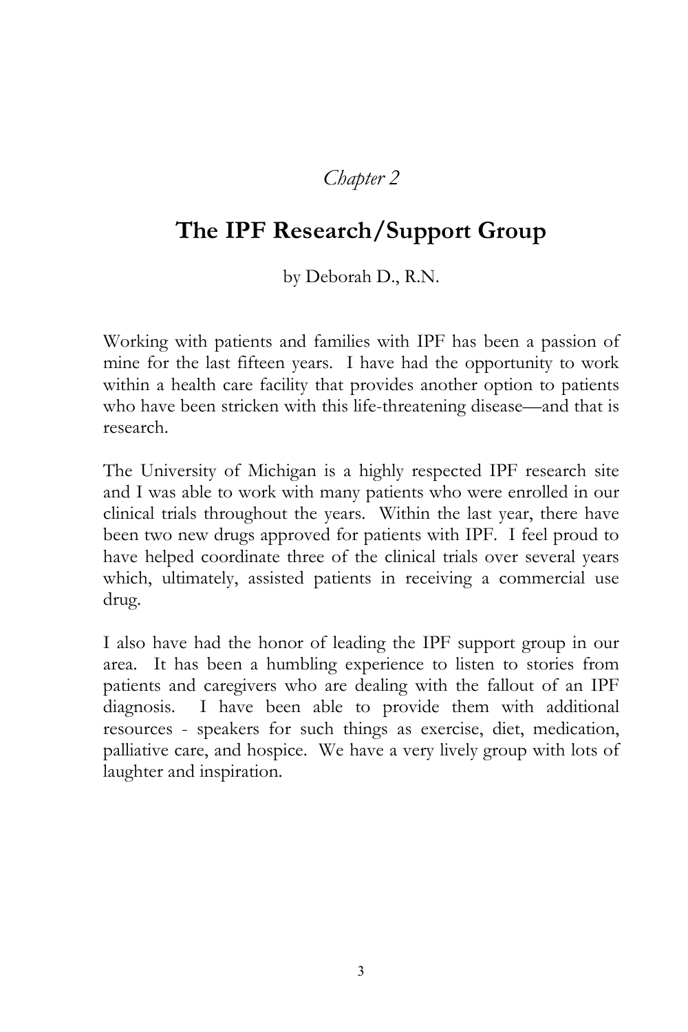*Chapter 2*

# The IPF Research/Support Group

by Deborah D., R.N.

Working with patients and families with IPF has been a passion of mine for the last fifteen years. I have had the opportunity to work within a health care facility that provides another option to patients who have been stricken with this life-threatening disease—and that is research.

The University of Michigan is a highly respected IPF research site and I was able to work with many patients who were enrolled in our clinical trials throughout the years. Within the last year, there have been two new drugs approved for patients with IPF. I feel proud to have helped coordinate three of the clinical trials over several years which, ultimately, assisted patients in receiving a commercial use drug.

I also have had the honor of leading the IPF support group in our area. It has been a humbling experience to listen to stories from patients and caregivers who are dealing with the fallout of an IPF diagnosis. I have been able to provide them with additional resources - speakers for such things as exercise, diet, medication, palliative care, and hospice. We have a very lively group with lots of laughter and inspiration.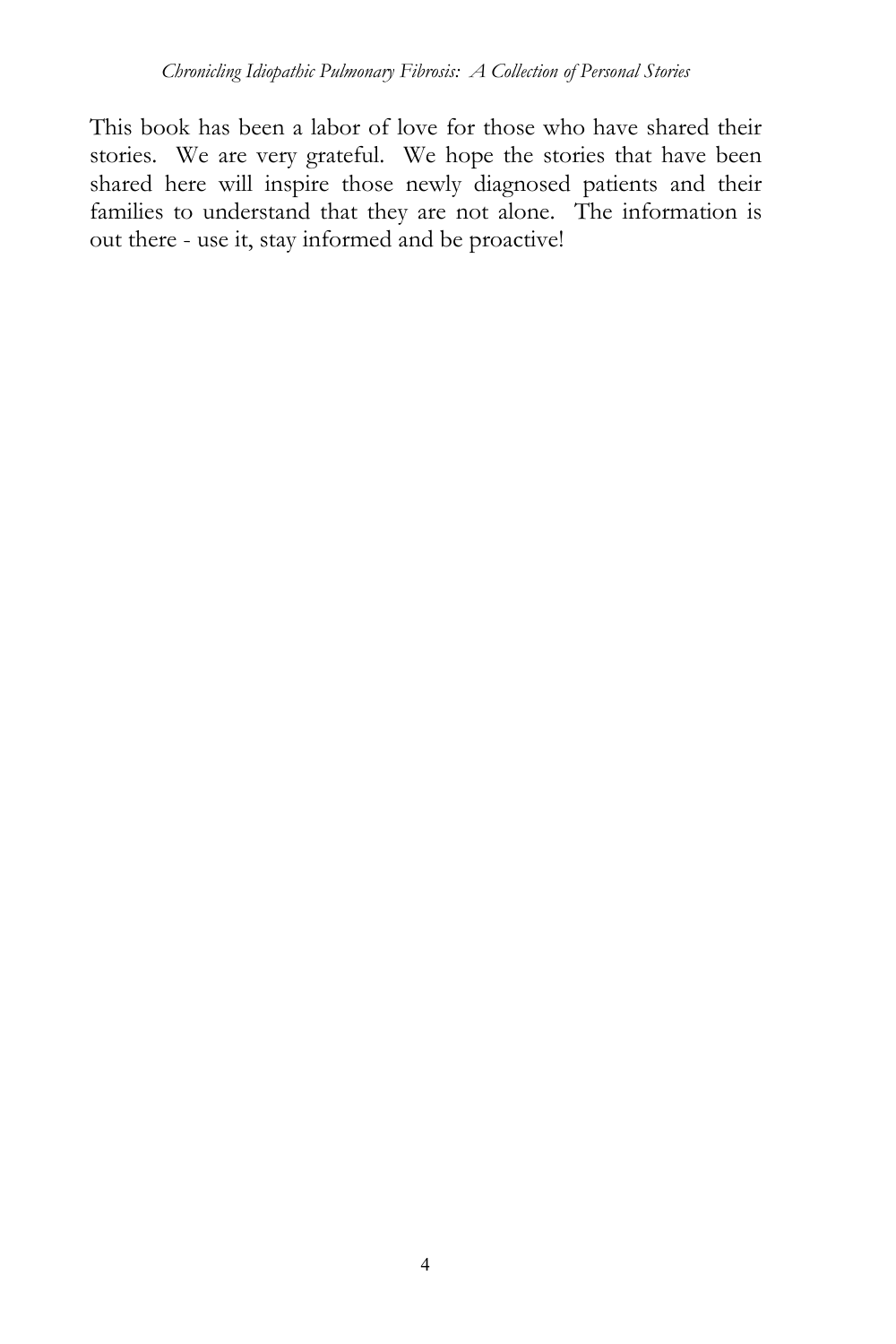This book has been a labor of love for those who have shared their stories. We are very grateful. We hope the stories that have been shared here will inspire those newly diagnosed patients and their families to understand that they are not alone. The information is out there - use it, stay informed and be proactive!